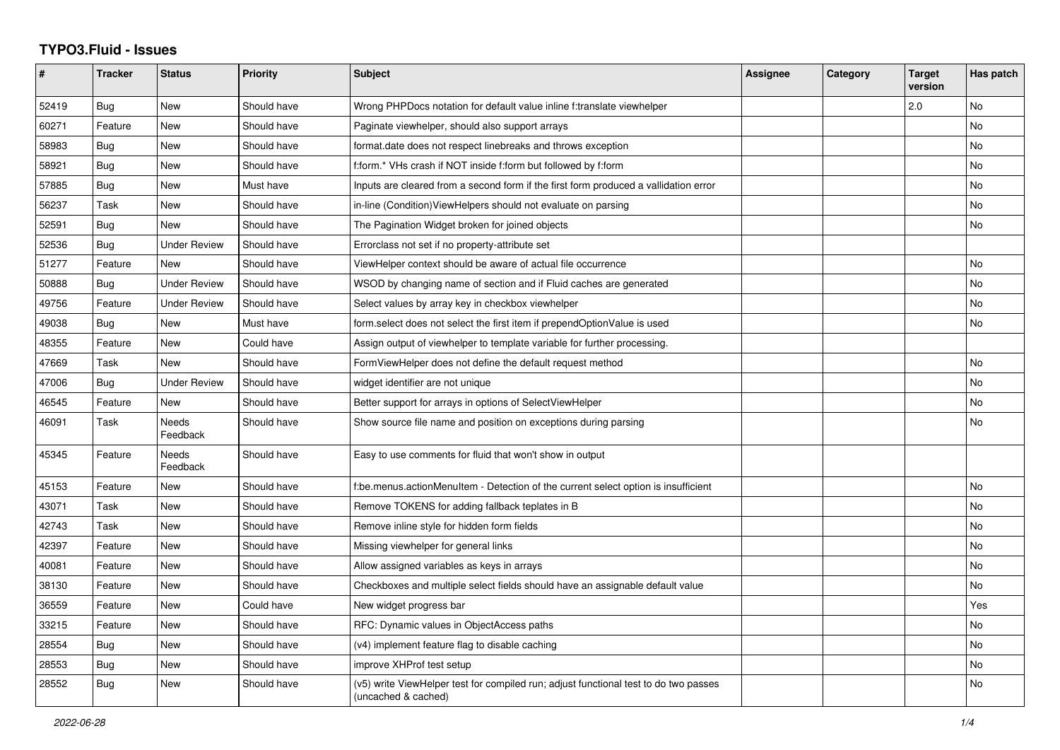# TYPO3.Fluid - Issues

| # | Tracker | Status | Priority | Subject | Assignee | Category | Target version | Has patch |
|---|---|---|---|---|---|---|---|---|
| 52419 | Bug | New | Should have | Wrong PHPDocs notation for default value inline f:translate viewhelper | | | 2.0 | No |
| 60271 | Feature | New | Should have | Paginate viewhelper, should also support arrays | | | | No |
| 58983 | Bug | New | Should have | format.date does not respect linebreaks and throws exception | | | | No |
| 58921 | Bug | New | Should have | f:form.* VHs crash if NOT inside f:form but followed by f:form | | | | No |
| 57885 | Bug | New | Must have | Inputs are cleared from a second form if the first form produced a vallidation error | | | | No |
| 56237 | Task | New | Should have | in-line (Condition)ViewHelpers should not evaluate on parsing | | | | No |
| 52591 | Bug | New | Should have | The Pagination Widget broken for joined objects | | | | No |
| 52536 | Bug | Under Review | Should have | Errorclass not set if no property-attribute set | | | | |
| 51277 | Feature | New | Should have | ViewHelper context should be aware of actual file occurrence | | | | No |
| 50888 | Bug | Under Review | Should have | WSOD by changing name of section and if Fluid caches are generated | | | | No |
| 49756 | Feature | Under Review | Should have | Select values by array key in checkbox viewhelper | | | | No |
| 49038 | Bug | New | Must have | form.select does not select the first item if prependOptionValue is used | | | | No |
| 48355 | Feature | New | Could have | Assign output of viewhelper to template variable for further processing. | | | | |
| 47669 | Task | New | Should have | FormViewHelper does not define the default request method | | | | No |
| 47006 | Bug | Under Review | Should have | widget identifier are not unique | | | | No |
| 46545 | Feature | New | Should have | Better support for arrays in options of SelectViewHelper | | | | No |
| 46091 | Task | Needs Feedback | Should have | Show source file name and position on exceptions during parsing | | | | No |
| 45345 | Feature | Needs Feedback | Should have | Easy to use comments for fluid that won't show in output | | | | |
| 45153 | Feature | New | Should have | f:be.menus.actionMenuItem - Detection of the current select option is insufficient | | | | No |
| 43071 | Task | New | Should have | Remove TOKENS for adding fallback teplates in B | | | | No |
| 42743 | Task | New | Should have | Remove inline style for hidden form fields | | | | No |
| 42397 | Feature | New | Should have | Missing viewhelper for general links | | | | No |
| 40081 | Feature | New | Should have | Allow assigned variables as keys in arrays | | | | No |
| 38130 | Feature | New | Should have | Checkboxes and multiple select fields should have an assignable default value | | | | No |
| 36559 | Feature | New | Could have | New widget progress bar | | | | Yes |
| 33215 | Feature | New | Should have | RFC: Dynamic values in ObjectAccess paths | | | | No |
| 28554 | Bug | New | Should have | (v4) implement feature flag to disable caching | | | | No |
| 28553 | Bug | New | Should have | improve XHProf test setup | | | | No |
| 28552 | Bug | New | Should have | (v5) write ViewHelper test for compiled run; adjust functional test to do two passes (uncached & cached) | | | | No |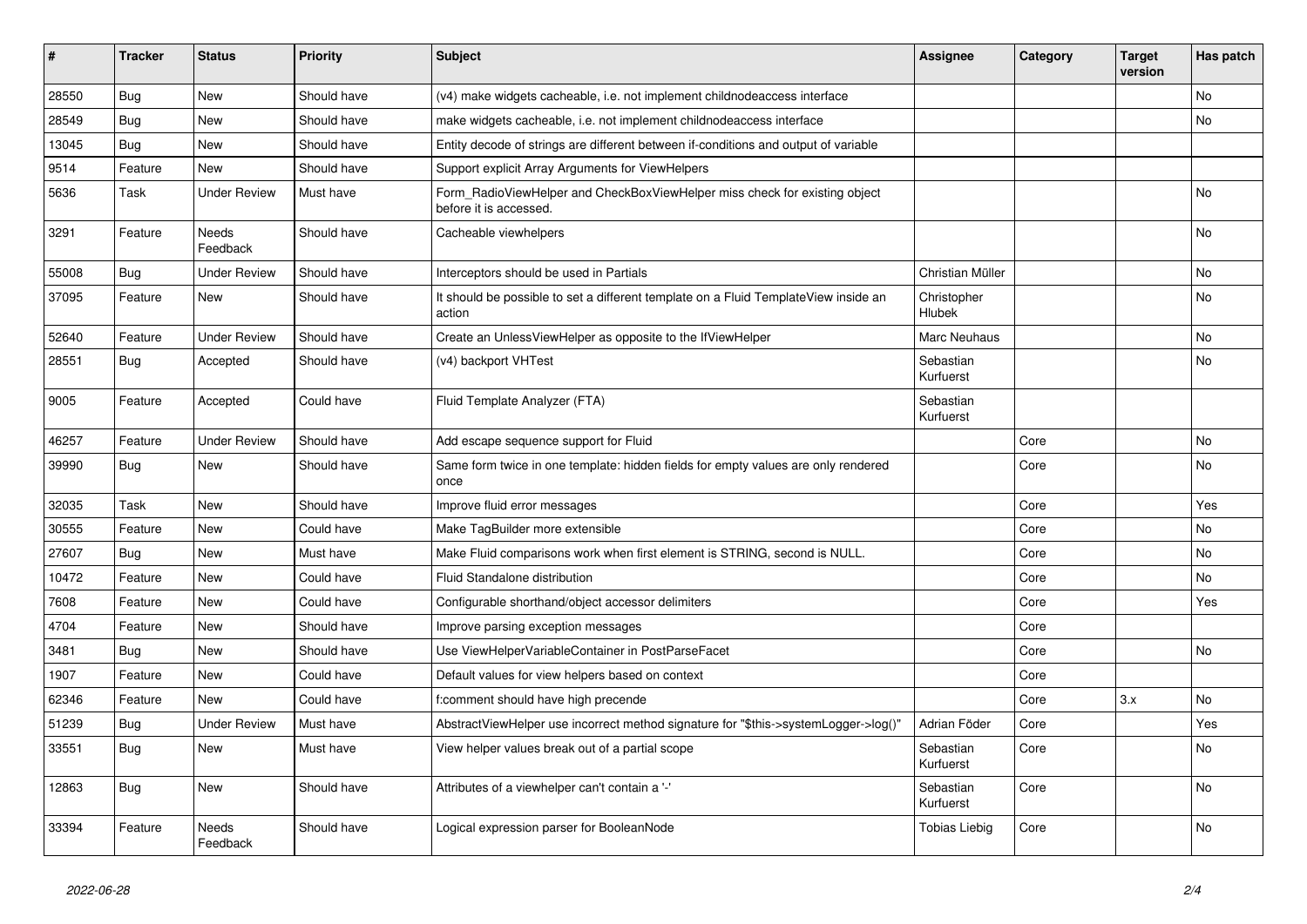| # | Tracker | Status | Priority | Subject | Assignee | Category | Target version | Has patch |
|---|---|---|---|---|---|---|---|---|
| 28550 | Bug | New | Should have | (v4) make widgets cacheable, i.e. not implement childnodeaccess interface | | | | No |
| 28549 | Bug | New | Should have | make widgets cacheable, i.e. not implement childnodeaccess interface | | | | No |
| 13045 | Bug | New | Should have | Entity decode of strings are different between if-conditions and output of variable | | | | |
| 9514 | Feature | New | Should have | Support explicit Array Arguments for ViewHelpers | | | | |
| 5636 | Task | Under Review | Must have | Form_RadioViewHelper and CheckBoxViewHelper miss check for existing object before it is accessed. | | | | No |
| 3291 | Feature | Needs Feedback | Should have | Cacheable viewhelpers | | | | No |
| 55008 | Bug | Under Review | Should have | Interceptors should be used in Partials | Christian Müller | | | No |
| 37095 | Feature | New | Should have | It should be possible to set a different template on a Fluid TemplateView inside an action | Christopher Hlubek | | | No |
| 52640 | Feature | Under Review | Should have | Create an UnlessViewHelper as opposite to the IfViewHelper | Marc Neuhaus | | | No |
| 28551 | Bug | Accepted | Should have | (v4) backport VHTest | Sebastian Kurfuerst | | | No |
| 9005 | Feature | Accepted | Could have | Fluid Template Analyzer (FTA) | Sebastian Kurfuerst | | | |
| 46257 | Feature | Under Review | Should have | Add escape sequence support for Fluid | | Core | | No |
| 39990 | Bug | New | Should have | Same form twice in one template: hidden fields for empty values are only rendered once | | Core | | No |
| 32035 | Task | New | Should have | Improve fluid error messages | | Core | | Yes |
| 30555 | Feature | New | Could have | Make TagBuilder more extensible | | Core | | No |
| 27607 | Bug | New | Must have | Make Fluid comparisons work when first element is STRING, second is NULL. | | Core | | No |
| 10472 | Feature | New | Could have | Fluid Standalone distribution | | Core | | No |
| 7608 | Feature | New | Could have | Configurable shorthand/object accessor delimiters | | Core | | Yes |
| 4704 | Feature | New | Should have | Improve parsing exception messages | | Core | | |
| 3481 | Bug | New | Should have | Use ViewHelperVariableContainer in PostParseFacet | | Core | | No |
| 1907 | Feature | New | Could have | Default values for view helpers based on context | | Core | | |
| 62346 | Feature | New | Could have | f:comment should have high precende | | Core | 3.x | No |
| 51239 | Bug | Under Review | Must have | AbstractViewHelper use incorrect method signature for "$this->systemLogger->log()" | Adrian Föder | Core | | Yes |
| 33551 | Bug | New | Must have | View helper values break out of a partial scope | Sebastian Kurfuerst | Core | | No |
| 12863 | Bug | New | Should have | Attributes of a viewhelper can't contain a '-' | Sebastian Kurfuerst | Core | | No |
| 33394 | Feature | Needs Feedback | Should have | Logical expression parser for BooleanNode | Tobias Liebig | Core | | No |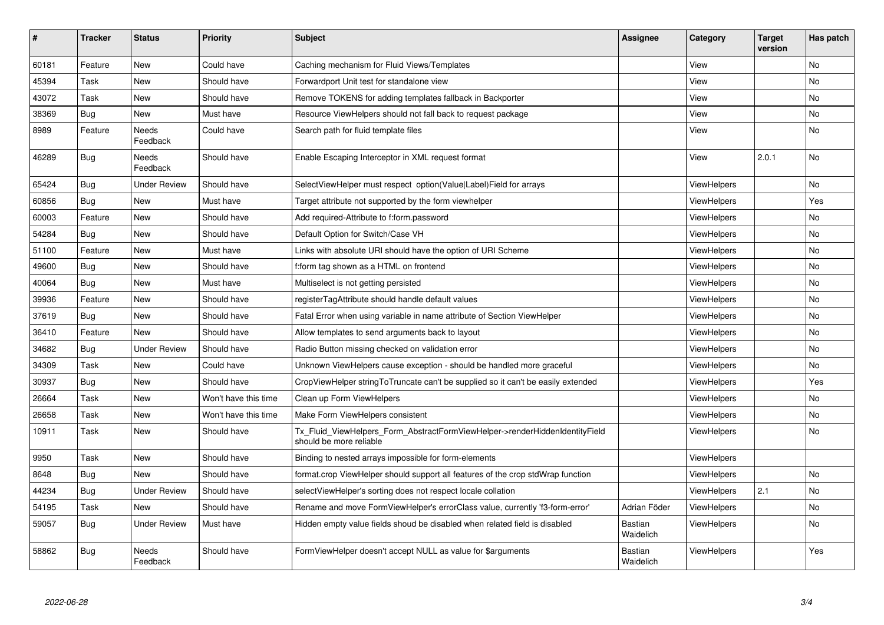| # | Tracker | Status | Priority | Subject | Assignee | Category | Target version | Has patch |
|---|---|---|---|---|---|---|---|---|
| 60181 | Feature | New | Could have | Caching mechanism for Fluid Views/Templates | | View | | No |
| 45394 | Task | New | Should have | Forwardport Unit test for standalone view | | View | | No |
| 43072 | Task | New | Should have | Remove TOKENS for adding templates fallback in Backporter | | View | | No |
| 38369 | Bug | New | Must have | Resource ViewHelpers should not fall back to request package | | View | | No |
| 8989 | Feature | Needs Feedback | Could have | Search path for fluid template files | | View | | No |
| 46289 | Bug | Needs Feedback | Should have | Enable Escaping Interceptor in XML request format | | View | 2.0.1 | No |
| 65424 | Bug | Under Review | Should have | SelectViewHelper must respect option(Value\|Label)Field for arrays | | ViewHelpers | | No |
| 60856 | Bug | New | Must have | Target attribute not supported by the form viewhelper | | ViewHelpers | | Yes |
| 60003 | Feature | New | Should have | Add required-Attribute to f:form.password | | ViewHelpers | | No |
| 54284 | Bug | New | Should have | Default Option for Switch/Case VH | | ViewHelpers | | No |
| 51100 | Feature | New | Must have | Links with absolute URI should have the option of URI Scheme | | ViewHelpers | | No |
| 49600 | Bug | New | Should have | f:form tag shown as a HTML on frontend | | ViewHelpers | | No |
| 40064 | Bug | New | Must have | Multiselect is not getting persisted | | ViewHelpers | | No |
| 39936 | Feature | New | Should have | registerTagAttribute should handle default values | | ViewHelpers | | No |
| 37619 | Bug | New | Should have | Fatal Error when using variable in name attribute of Section ViewHelper | | ViewHelpers | | No |
| 36410 | Feature | New | Should have | Allow templates to send arguments back to layout | | ViewHelpers | | No |
| 34682 | Bug | Under Review | Should have | Radio Button missing checked on validation error | | ViewHelpers | | No |
| 34309 | Task | New | Could have | Unknown ViewHelpers cause exception - should be handled more graceful | | ViewHelpers | | No |
| 30937 | Bug | New | Should have | CropViewHelper stringToTruncate can't be supplied so it can't be easily extended | | ViewHelpers | | Yes |
| 26664 | Task | New | Won't have this time | Clean up Form ViewHelpers | | ViewHelpers | | No |
| 26658 | Task | New | Won't have this time | Make Form ViewHelpers consistent | | ViewHelpers | | No |
| 10911 | Task | New | Should have | Tx_Fluid_ViewHelpers_Form_AbstractFormViewHelper->renderHiddenIdentityField should be more reliable | | ViewHelpers | | No |
| 9950 | Task | New | Should have | Binding to nested arrays impossible for form-elements | | ViewHelpers | | |
| 8648 | Bug | New | Should have | format.crop ViewHelper should support all features of the crop stdWrap function | | ViewHelpers | | No |
| 44234 | Bug | Under Review | Should have | selectViewHelper's sorting does not respect locale collation | | ViewHelpers | 2.1 | No |
| 54195 | Task | New | Should have | Rename and move FormViewHelper's errorClass value, currently 'f3-form-error' | Adrian Föder | ViewHelpers | | No |
| 59057 | Bug | Under Review | Must have | Hidden empty value fields shoud be disabled when related field is disabled | Bastian Waidelich | ViewHelpers | | No |
| 58862 | Bug | Needs Feedback | Should have | FormViewHelper doesn't accept NULL as value for $arguments | Bastian Waidelich | ViewHelpers | | Yes |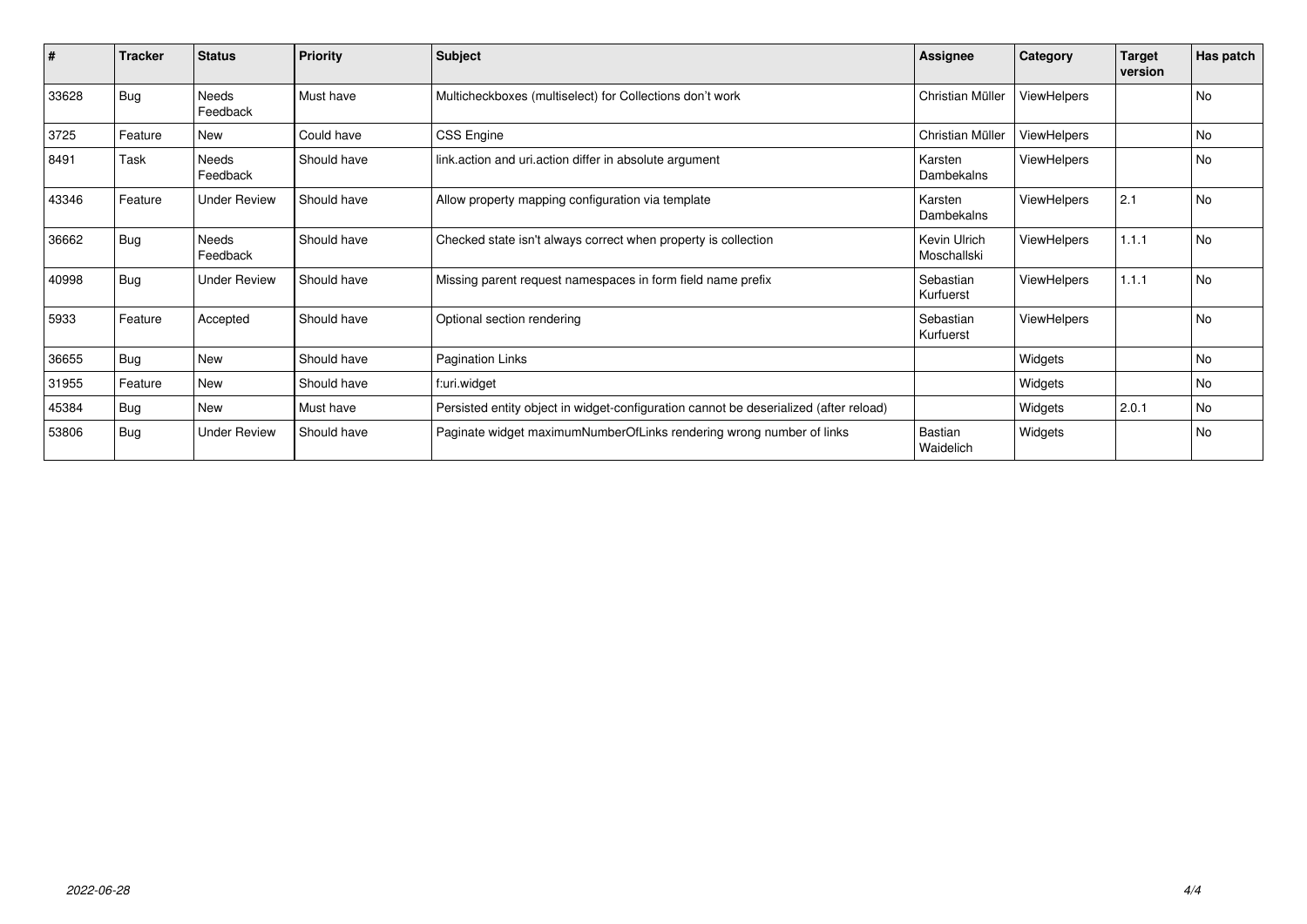| # | Tracker | Status | Priority | Subject | Assignee | Category | Target version | Has patch |
|---|---|---|---|---|---|---|---|---|
| 33628 | Bug | Needs Feedback | Must have | Multicheckboxes (multiselect) for Collections don't work | Christian Müller | ViewHelpers | | No |
| 3725 | Feature | New | Could have | CSS Engine | Christian Müller | ViewHelpers | | No |
| 8491 | Task | Needs Feedback | Should have | link.action and uri.action differ in absolute argument | Karsten Dambekalns | ViewHelpers | | No |
| 43346 | Feature | Under Review | Should have | Allow property mapping configuration via template | Karsten Dambekalns | ViewHelpers | 2.1 | No |
| 36662 | Bug | Needs Feedback | Should have | Checked state isn't always correct when property is collection | Kevin Ulrich Moschallski | ViewHelpers | 1.1.1 | No |
| 40998 | Bug | Under Review | Should have | Missing parent request namespaces in form field name prefix | Sebastian Kurfuerst | ViewHelpers | 1.1.1 | No |
| 5933 | Feature | Accepted | Should have | Optional section rendering | Sebastian Kurfuerst | ViewHelpers | | No |
| 36655 | Bug | New | Should have | Pagination Links | | Widgets | | No |
| 31955 | Feature | New | Should have | f:uri.widget | | Widgets | | No |
| 45384 | Bug | New | Must have | Persisted entity object in widget-configuration cannot be deserialized (after reload) | | Widgets | 2.0.1 | No |
| 53806 | Bug | Under Review | Should have | Paginate widget maximumNumberOfLinks rendering wrong number of links | Bastian Waidelich | Widgets | | No |